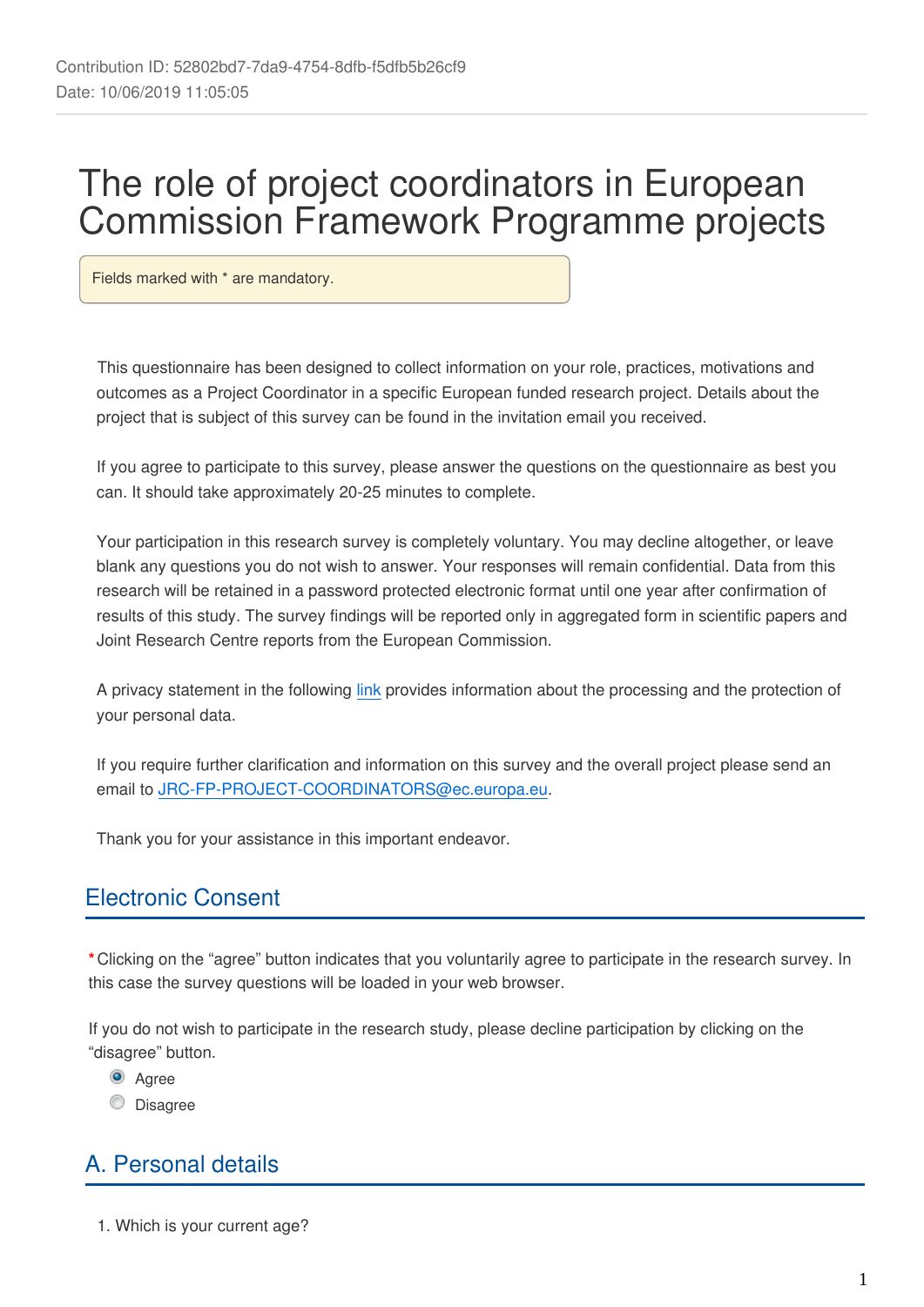Contribution ID: 52802bd7-7da9-4754-8dfb-f5dfb5b26cf9
Date: 10/06/2019 11:05:05

# The role of project coordinators in European Commission Framework Programme projects

Fields marked with * are mandatory.

This questionnaire has been designed to collect information on your role, practices, motivations and outcomes as a Project Coordinator in a specific European funded research project. Details about the project that is subject of this survey can be found in the invitation email you received.

If you agree to participate to this survey, please answer the questions on the questionnaire as best you can. It should take approximately 20-25 minutes to complete.

Your participation in this research survey is completely voluntary. You may decline altogether, or leave blank any questions you do not wish to answer. Your responses will remain confidential. Data from this research will be retained in a password protected electronic format until one year after confirmation of results of this study. The survey findings will be reported only in aggregated form in scientific papers and Joint Research Centre reports from the European Commission.

A privacy statement in the following link provides information about the processing and the protection of your personal data.

If you require further clarification and information on this survey and the overall project please send an email to JRC-FP-PROJECT-COORDINATORS@ec.europa.eu.

Thank you for your assistance in this important endeavor.

## Electronic Consent

*Clicking on the “agree” button indicates that you voluntarily agree to participate in the research survey. In this case the survey questions will be loaded in your web browser.

If you do not wish to participate in the research study, please decline participation by clicking on the “disagree” button.

- (●) Agree
- ( ) Disagree

## A. Personal details

1. Which is your current age?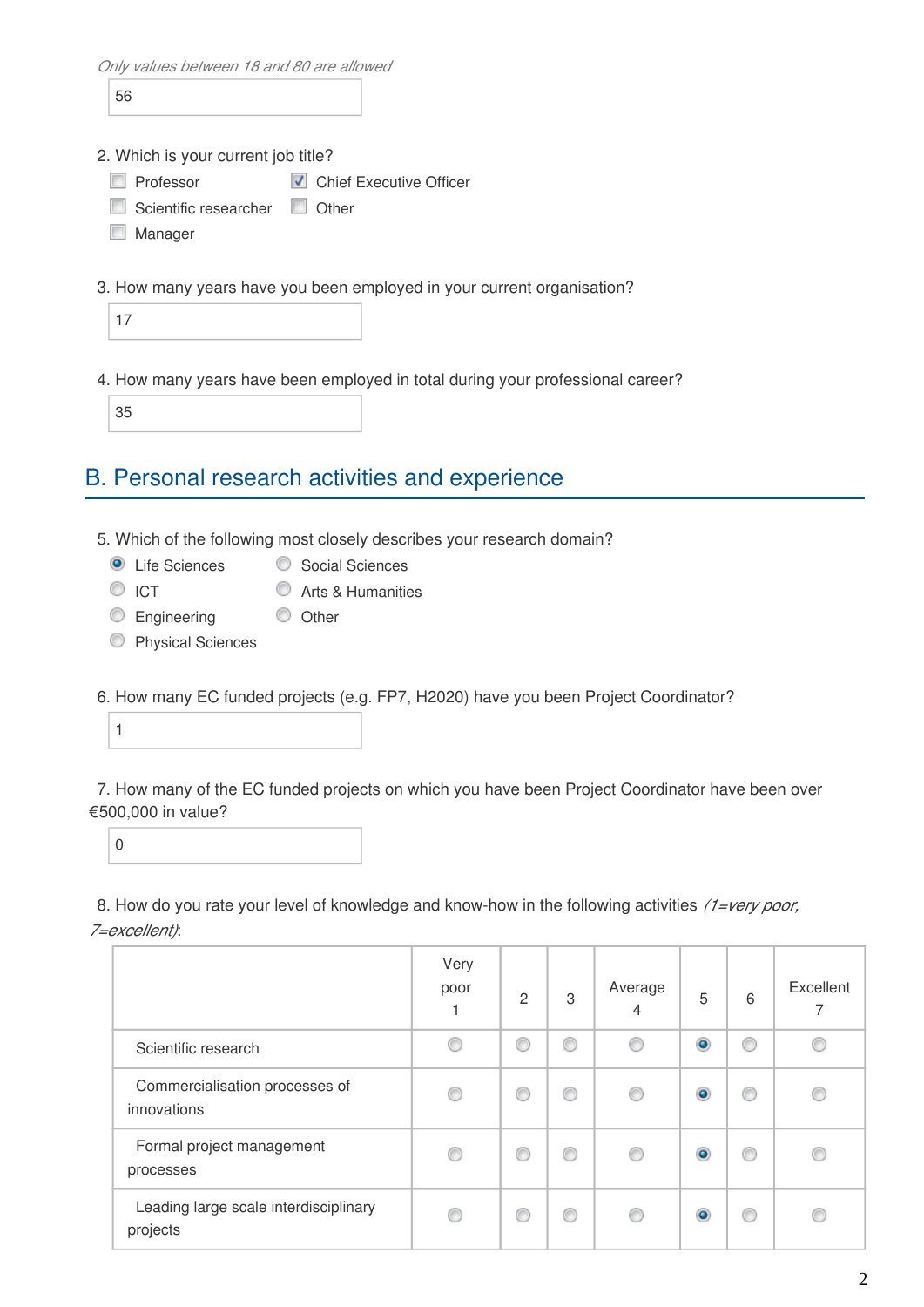*Only values between 18 and 80 are allowed*

56

2. Which is your current job title?

- [ ] Professor
- [ ] Scientific researcher
- [ ] Manager
- [x] Chief Executive Officer
- [ ] Other

3. How many years have you been employed in your current organisation?

17

4. How many years have been employed in total during your professional career?

35

## B. Personal research activities and experience

5. Which of the following most closely describes your research domain?

- (•) Life Sciences
- ( ) ICT
- ( ) Engineering
- ( ) Physical Sciences
- ( ) Social Sciences
- ( ) Arts & Humanities
- ( ) Other

6. How many EC funded projects (e.g. FP7, H2020) have you been Project Coordinator?

1

7. How many of the EC funded projects on which you have been Project Coordinator have been over €500,000 in value?

0

8. How do you rate your level of knowledge and know-how in the following activities *(1=very poor, 7=excellent)*:

| | Very poor 1 | 2 | 3 | Average 4 | 5 | 6 | Excellent 7 |
|---|---|---|---|---|---|---|---|
| Scientific research | ( ) | ( ) | ( ) | ( ) | (•) | ( ) | ( ) |
| Commercialisation processes of innovations | ( ) | ( ) | ( ) | ( ) | (•) | ( ) | ( ) |
| Formal project management processes | ( ) | ( ) | ( ) | ( ) | (•) | ( ) | ( ) |
| Leading large scale interdisciplinary projects | ( ) | ( ) | ( ) | ( ) | (•) | ( ) | ( ) |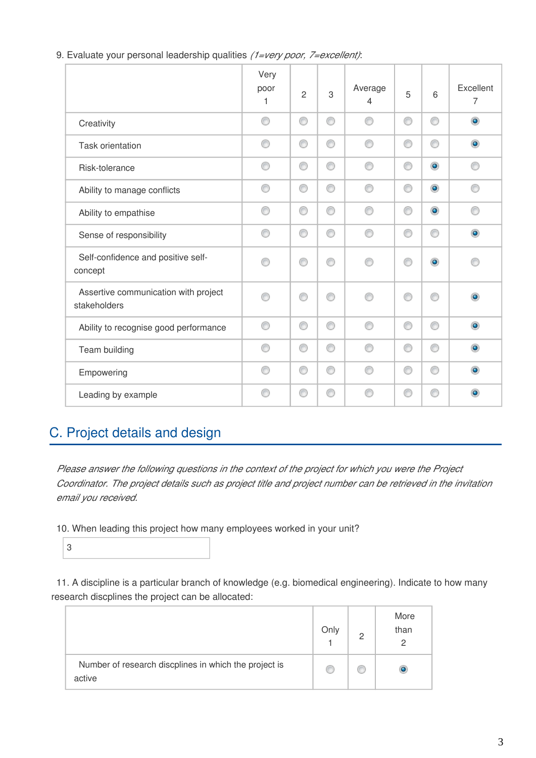9. Evaluate your personal leadership qualities *(1=very poor, 7=excellent)*:

| | Very poor 1 | 2 | 3 | Average 4 | 5 | 6 | Excellent 7 |
|---|---|---|---|---|---|---|---|
| Creativity | ○ | ○ | ○ | ○ | ○ | ○ | ● |
| Task orientation | ○ | ○ | ○ | ○ | ○ | ○ | ● |
| Risk-tolerance | ○ | ○ | ○ | ○ | ○ | ● | ○ |
| Ability to manage conflicts | ○ | ○ | ○ | ○ | ○ | ● | ○ |
| Ability to empathise | ○ | ○ | ○ | ○ | ○ | ● | ○ |
| Sense of responsibility | ○ | ○ | ○ | ○ | ○ | ○ | ● |
| Self-confidence and positive self-concept | ○ | ○ | ○ | ○ | ○ | ● | ○ |
| Assertive communication with project stakeholders | ○ | ○ | ○ | ○ | ○ | ○ | ● |
| Ability to recognise good performance | ○ | ○ | ○ | ○ | ○ | ○ | ● |
| Team building | ○ | ○ | ○ | ○ | ○ | ○ | ● |
| Empowering | ○ | ○ | ○ | ○ | ○ | ○ | ● |
| Leading by example | ○ | ○ | ○ | ○ | ○ | ○ | ● |

## C. Project details and design

*Please answer the following questions in the context of the project for which you were the Project Coordinator. The project details such as project title and project number can be retrieved in the invitation email you received.*

10. When leading this project how many employees worked in your unit?

3

11. A discipline is a particular branch of knowledge (e.g. biomedical engineering). Indicate to how many research discplines the project can be allocated:

| | Only 1 | 2 | More than 2 |
|---|---|---|---|
| Number of research discplines in which the project is active | ○ | ○ | ● |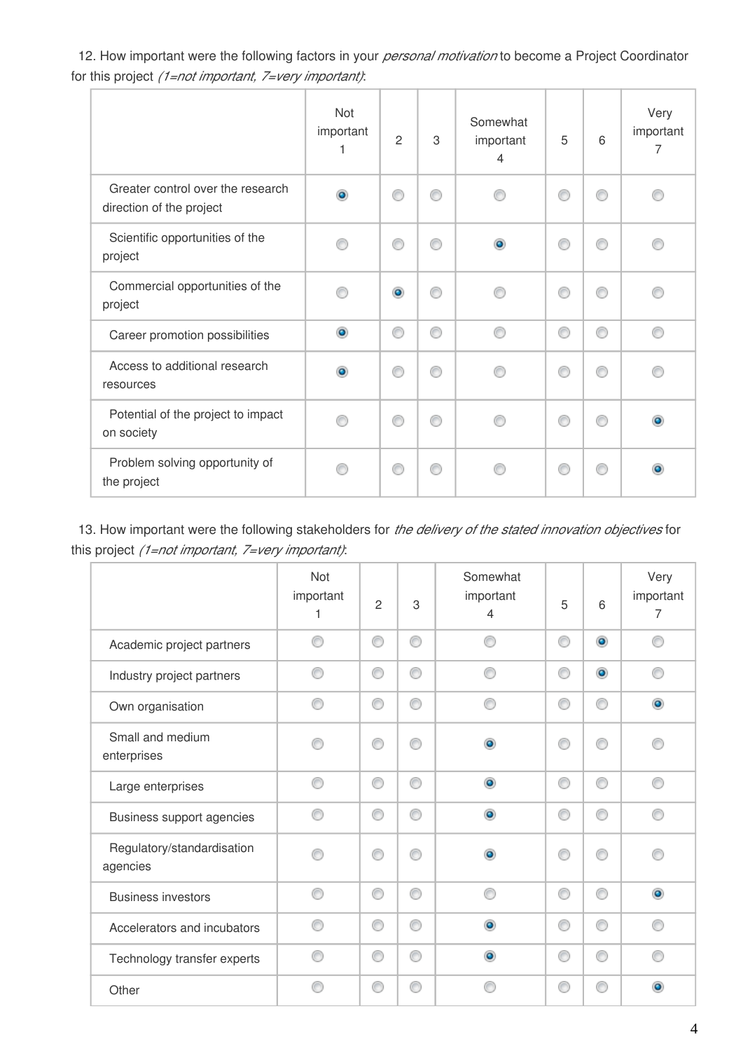12. How important were the following factors in your *personal motivation* to become a Project Coordinator for this project *(1=not important, 7=very important)*:

| | Not important 1 | 2 | 3 | Somewhat important 4 | 5 | 6 | Very important 7 |
|---|---|---|---|---|---|---|---|
| Greater control over the research direction of the project | ● | ○ | ○ | ○ | ○ | ○ | ○ |
| Scientific opportunities of the project | ○ | ○ | ○ | ● | ○ | ○ | ○ |
| Commercial opportunities of the project | ○ | ● | ○ | ○ | ○ | ○ | ○ |
| Career promotion possibilities | ● | ○ | ○ | ○ | ○ | ○ | ○ |
| Access to additional research resources | ● | ○ | ○ | ○ | ○ | ○ | ○ |
| Potential of the project to impact on society | ○ | ○ | ○ | ○ | ○ | ○ | ● |
| Problem solving opportunity of the project | ○ | ○ | ○ | ○ | ○ | ○ | ● |

13. How important were the following stakeholders for *the delivery of the stated innovation objectives* for this project *(1=not important, 7=very important)*:

| | Not important 1 | 2 | 3 | Somewhat important 4 | 5 | 6 | Very important 7 |
|---|---|---|---|---|---|---|---|
| Academic project partners | ○ | ○ | ○ | ○ | ○ | ● | ○ |
| Industry project partners | ○ | ○ | ○ | ○ | ○ | ● | ○ |
| Own organisation | ○ | ○ | ○ | ○ | ○ | ○ | ● |
| Small and medium enterprises | ○ | ○ | ○ | ● | ○ | ○ | ○ |
| Large enterprises | ○ | ○ | ○ | ● | ○ | ○ | ○ |
| Business support agencies | ○ | ○ | ○ | ● | ○ | ○ | ○ |
| Regulatory/standardisation agencies | ○ | ○ | ○ | ● | ○ | ○ | ○ |
| Business investors | ○ | ○ | ○ | ○ | ○ | ○ | ● |
| Accelerators and incubators | ○ | ○ | ○ | ● | ○ | ○ | ○ |
| Technology transfer experts | ○ | ○ | ○ | ● | ○ | ○ | ○ |
| Other | ○ | ○ | ○ | ○ | ○ | ○ | ● |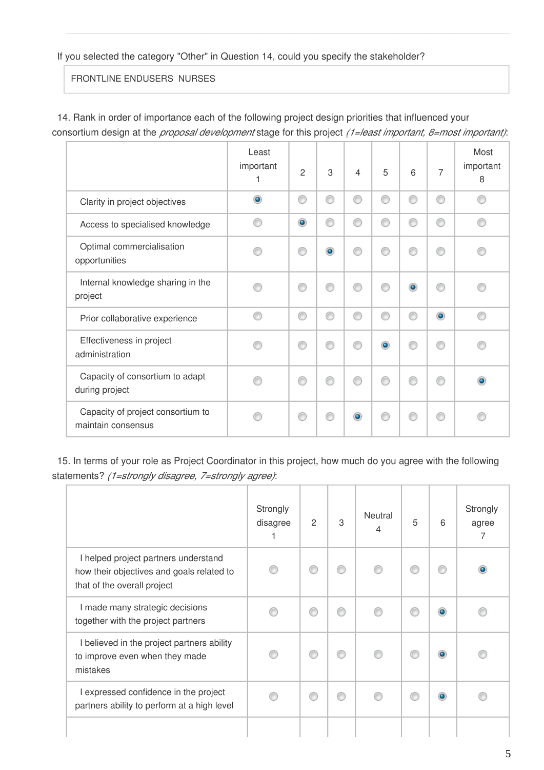If you selected the category "Other" in Question 14, could you specify the stakeholder?

FRONTLINE ENDUSERS NURSES

14. Rank in order of importance each of the following project design priorities that influenced your consortium design at the *proposal development* stage for this project *(1=least important, 8=most important)*:

| | Least important 1 | 2 | 3 | 4 | 5 | 6 | 7 | Most important 8 |
|---|---|---|---|---|---|---|---|---|
| Clarity in project objectives | ◉ | ○ | ○ | ○ | ○ | ○ | ○ | ○ |
| Access to specialised knowledge | ○ | ◉ | ○ | ○ | ○ | ○ | ○ | ○ |
| Optimal commercialisation opportunities | ○ | ○ | ◉ | ○ | ○ | ○ | ○ | ○ |
| Internal knowledge sharing in the project | ○ | ○ | ○ | ○ | ○ | ◉ | ○ | ○ |
| Prior collaborative experience | ○ | ○ | ○ | ○ | ○ | ○ | ◉ | ○ |
| Effectiveness in project administration | ○ | ○ | ○ | ○ | ◉ | ○ | ○ | ○ |
| Capacity of consortium to adapt during project | ○ | ○ | ○ | ○ | ○ | ○ | ○ | ◉ |
| Capacity of project consortium to maintain consensus | ○ | ○ | ○ | ◉ | ○ | ○ | ○ | ○ |

15. In terms of your role as Project Coordinator in this project, how much do you agree with the following statements? *(1=strongly disagree, 7=strongly agree)*:

| | Strongly disagree 1 | 2 | 3 | Neutral 4 | 5 | 6 | Strongly agree 7 |
|---|---|---|---|---|---|---|---|
| I helped project partners understand how their objectives and goals related to that of the overall project | ○ | ○ | ○ | ○ | ○ | ○ | ◉ |
| I made many strategic decisions together with the project partners | ○ | ○ | ○ | ○ | ○ | ◉ | ○ |
| I believed in the project partners ability to improve even when they made mistakes | ○ | ○ | ○ | ○ | ○ | ◉ | ○ |
| I expressed confidence in the project partners ability to perform at a high level | ○ | ○ | ○ | ○ | ○ | ◉ | ○ |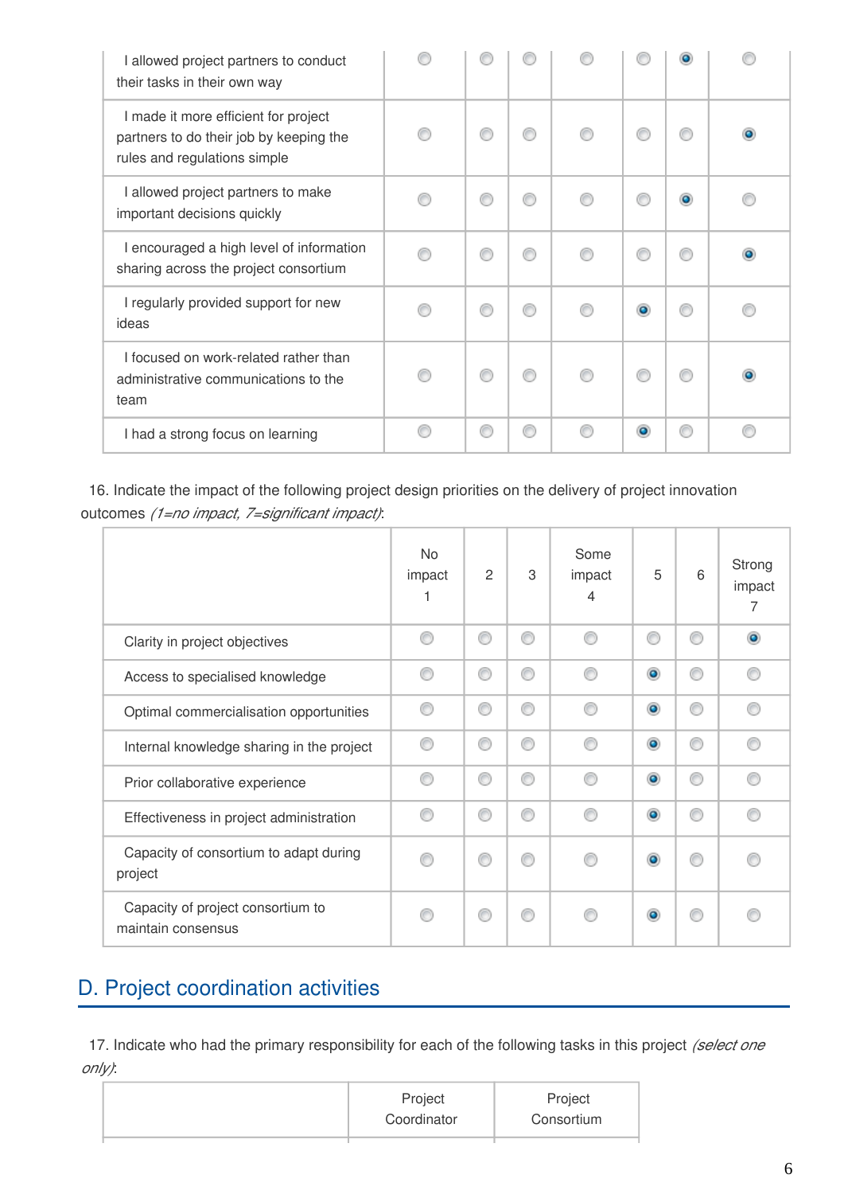| | | | | | | | |
|---|---|---|---|---|---|---|---|
| I allowed project partners to conduct their tasks in their own way | ○ | ○ | ○ | ○ | ○ | ● | ○ |
| I made it more efficient for project partners to do their job by keeping the rules and regulations simple | ○ | ○ | ○ | ○ | ○ | ○ | ● |
| I allowed project partners to make important decisions quickly | ○ | ○ | ○ | ○ | ○ | ● | ○ |
| I encouraged a high level of information sharing across the project consortium | ○ | ○ | ○ | ○ | ○ | ○ | ● |
| I regularly provided support for new ideas | ○ | ○ | ○ | ○ | ● | ○ | ○ |
| I focused on work-related rather than administrative communications to the team | ○ | ○ | ○ | ○ | ○ | ○ | ● |
| I had a strong focus on learning | ○ | ○ | ○ | ○ | ● | ○ | ○ |

16. Indicate the impact of the following project design priorities on the delivery of project innovation outcomes *(1=no impact, 7=significant impact)*:

| | No impact 1 | 2 | 3 | Some impact 4 | 5 | 6 | Strong impact 7 |
|---|---|---|---|---|---|---|---|
| Clarity in project objectives | ○ | ○ | ○ | ○ | ○ | ○ | ● |
| Access to specialised knowledge | ○ | ○ | ○ | ○ | ● | ○ | ○ |
| Optimal commercialisation opportunities | ○ | ○ | ○ | ○ | ● | ○ | ○ |
| Internal knowledge sharing in the project | ○ | ○ | ○ | ○ | ● | ○ | ○ |
| Prior collaborative experience | ○ | ○ | ○ | ○ | ● | ○ | ○ |
| Effectiveness in project administration | ○ | ○ | ○ | ○ | ● | ○ | ○ |
| Capacity of consortium to adapt during project | ○ | ○ | ○ | ○ | ● | ○ | ○ |
| Capacity of project consortium to maintain consensus | ○ | ○ | ○ | ○ | ● | ○ | ○ |

## D. Project coordination activities

17. Indicate who had the primary responsibility for each of the following tasks in this project *(select one only)*:

| | Project Coordinator | Project Consortium |
|---|---|---|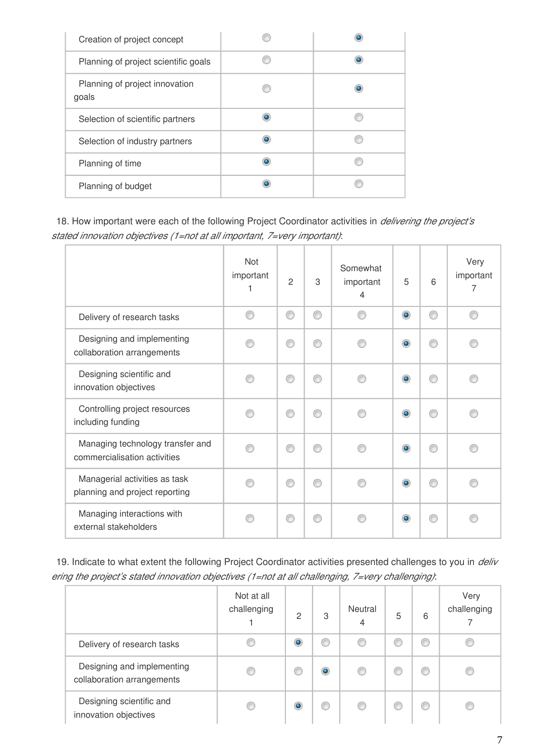| | | |
|---|---|---|
| Creation of project concept | ○ | ◉ |
| Planning of project scientific goals | ○ | ◉ |
| Planning of project innovation goals | ○ | ◉ |
| Selection of scientific partners | ◉ | ○ |
| Selection of industry partners | ◉ | ○ |
| Planning of time | ◉ | ○ |
| Planning of budget | ◉ | ○ |

18. How important were each of the following Project Coordinator activities in *delivering the project's stated innovation objectives (1=not at all important, 7=very important)*:

| | Not important 1 | 2 | 3 | Somewhat important 4 | 5 | 6 | Very important 7 |
|---|---|---|---|---|---|---|---|
| Delivery of research tasks | ○ | ○ | ○ | ○ | ◉ | ○ | ○ |
| Designing and implementing collaboration arrangements | ○ | ○ | ○ | ○ | ◉ | ○ | ○ |
| Designing scientific and innovation objectives | ○ | ○ | ○ | ○ | ◉ | ○ | ○ |
| Controlling project resources including funding | ○ | ○ | ○ | ○ | ◉ | ○ | ○ |
| Managing technology transfer and commercialisation activities | ○ | ○ | ○ | ○ | ◉ | ○ | ○ |
| Managerial activities as task planning and project reporting | ○ | ○ | ○ | ○ | ◉ | ○ | ○ |
| Managing interactions with external stakeholders | ○ | ○ | ○ | ○ | ◉ | ○ | ○ |

19. Indicate to what extent the following Project Coordinator activities presented challenges to you in *delivering the project's stated innovation objectives (1=not at all challenging, 7=very challenging)*:

| | Not at all challenging 1 | 2 | 3 | Neutral 4 | 5 | 6 | Very challenging 7 |
|---|---|---|---|---|---|---|---|
| Delivery of research tasks | ○ | ◉ | ○ | ○ | ○ | ○ | ○ |
| Designing and implementing collaboration arrangements | ○ | ○ | ◉ | ○ | ○ | ○ | ○ |
| Designing scientific and innovation objectives | ○ | ◉ | ○ | ○ | ○ | ○ | ○ |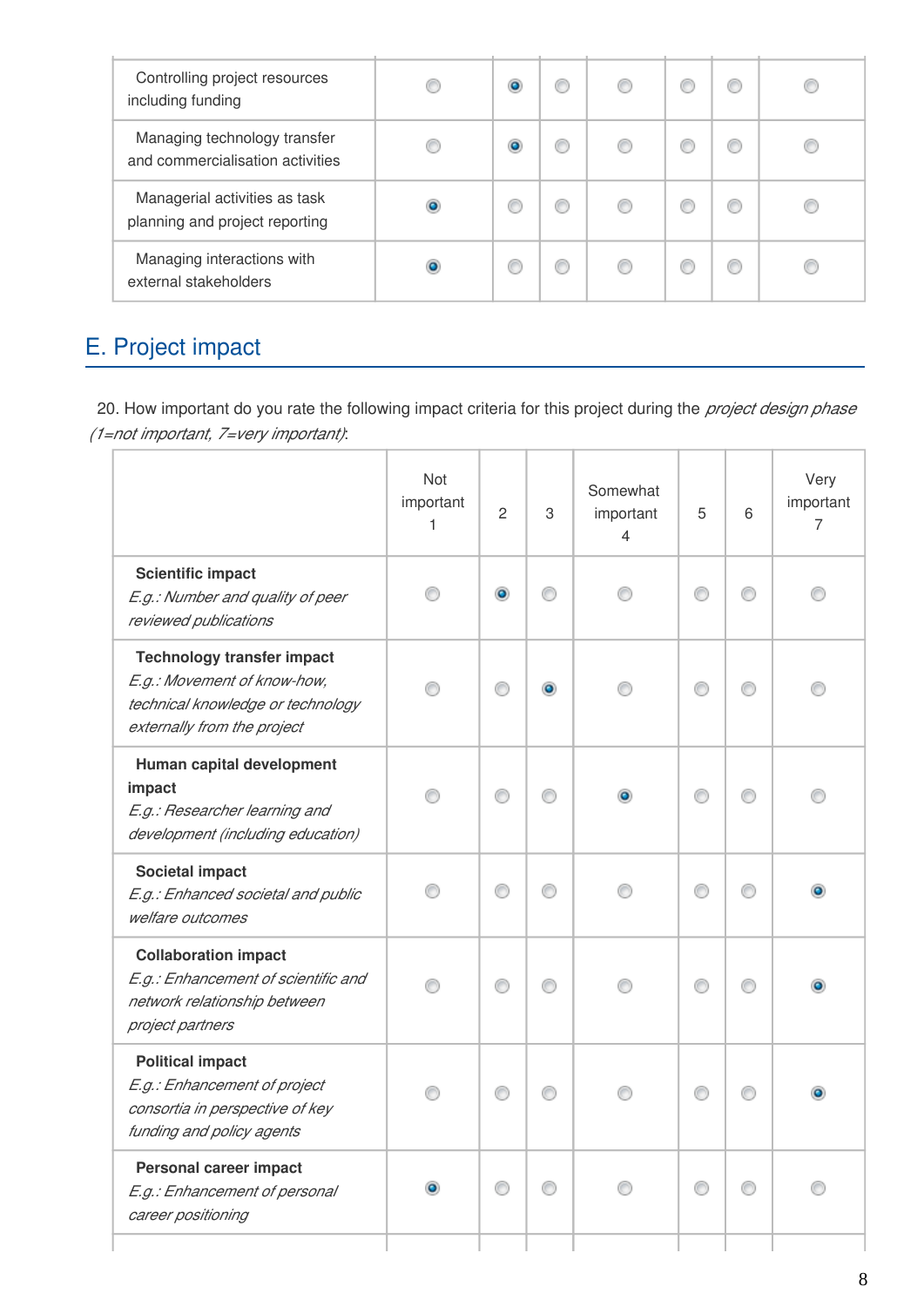| | | | | | | | |
|---|---|---|---|---|---|---|---|
| Controlling project resources including funding | ○ | ● | ○ | ○ | ○ | ○ | ○ |
| Managing technology transfer and commercialisation activities | ○ | ● | ○ | ○ | ○ | ○ | ○ |
| Managerial activities as task planning and project reporting | ● | ○ | ○ | ○ | ○ | ○ | ○ |
| Managing interactions with external stakeholders | ● | ○ | ○ | ○ | ○ | ○ | ○ |

## E. Project impact

20. How important do you rate the following impact criteria for this project during the *project design phase (1=not important, 7=very important)*:

| | Not important 1 | 2 | 3 | Somewhat important 4 | 5 | 6 | Very important 7 |
|---|---|---|---|---|---|---|---|
| **Scientific impact** *E.g.: Number and quality of peer reviewed publications* | ○ | ● | ○ | ○ | ○ | ○ | ○ |
| **Technology transfer impact** *E.g.: Movement of know-how, technical knowledge or technology externally from the project* | ○ | ○ | ● | ○ | ○ | ○ | ○ |
| **Human capital development impact** *E.g.: Researcher learning and development (including education)* | ○ | ○ | ○ | ● | ○ | ○ | ○ |
| **Societal impact** *E.g.: Enhanced societal and public welfare outcomes* | ○ | ○ | ○ | ○ | ○ | ○ | ● |
| **Collaboration impact** *E.g.: Enhancement of scientific and network relationship between project partners* | ○ | ○ | ○ | ○ | ○ | ○ | ● |
| **Political impact** *E.g.: Enhancement of project consortia in perspective of key funding and policy agents* | ○ | ○ | ○ | ○ | ○ | ○ | ● |
| **Personal career impact** *E.g.: Enhancement of personal career positioning* | ● | ○ | ○ | ○ | ○ | ○ | ○ |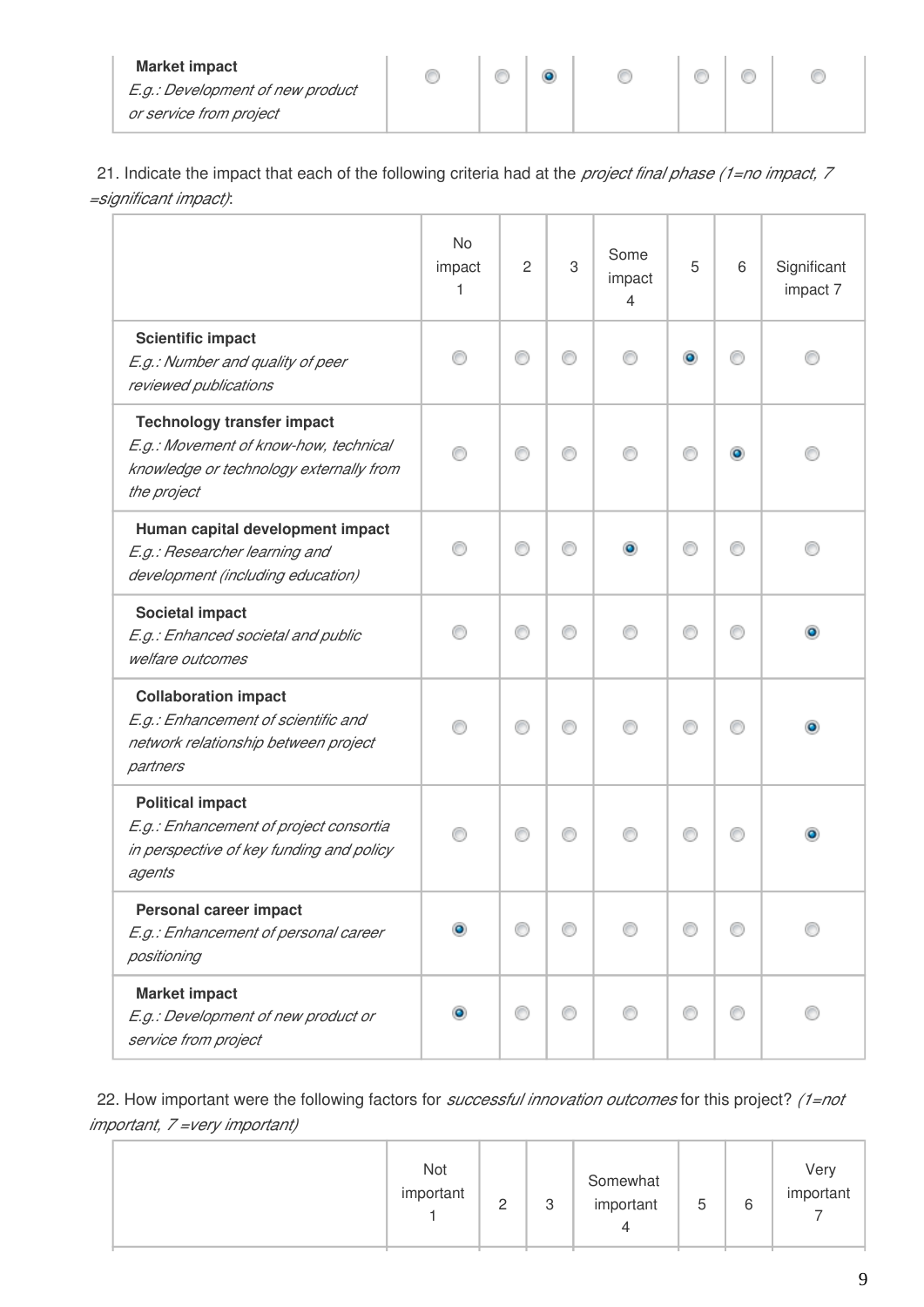| | | | | | | | |
|---|---|---|---|---|---|---|---|
| **Market impact** *E.g.: Development of new product or service from project* | ○ | ○ | ◉ | ○ | ○ | ○ | ○ |

21. Indicate the impact that each of the following criteria had at the *project final phase (1=no impact, 7 =significant impact)*:

| | No impact 1 | 2 | 3 | Some impact 4 | 5 | 6 | Significant impact 7 |
|---|---|---|---|---|---|---|---|
| **Scientific impact** *E.g.: Number and quality of peer reviewed publications* | ○ | ○ | ○ | ○ | ◉ | ○ | ○ |
| **Technology transfer impact** *E.g.: Movement of know-how, technical knowledge or technology externally from the project* | ○ | ○ | ○ | ○ | ○ | ◉ | ○ |
| **Human capital development impact** *E.g.: Researcher learning and development (including education)* | ○ | ○ | ○ | ◉ | ○ | ○ | ○ |
| **Societal impact** *E.g.: Enhanced societal and public welfare outcomes* | ○ | ○ | ○ | ○ | ○ | ○ | ◉ |
| **Collaboration impact** *E.g.: Enhancement of scientific and network relationship between project partners* | ○ | ○ | ○ | ○ | ○ | ○ | ◉ |
| **Political impact** *E.g.: Enhancement of project consortia in perspective of key funding and policy agents* | ○ | ○ | ○ | ○ | ○ | ○ | ◉ |
| **Personal career impact** *E.g.: Enhancement of personal career positioning* | ◉ | ○ | ○ | ○ | ○ | ○ | ○ |
| **Market impact** *E.g.: Development of new product or service from project* | ◉ | ○ | ○ | ○ | ○ | ○ | ○ |

22. How important were the following factors for *successful innovation outcomes* for this project? *(1=not important, 7 =very important)*

| | Not important 1 | 2 | 3 | Somewhat important 4 | 5 | 6 | Very important 7 |
|---|---|---|---|---|---|---|---|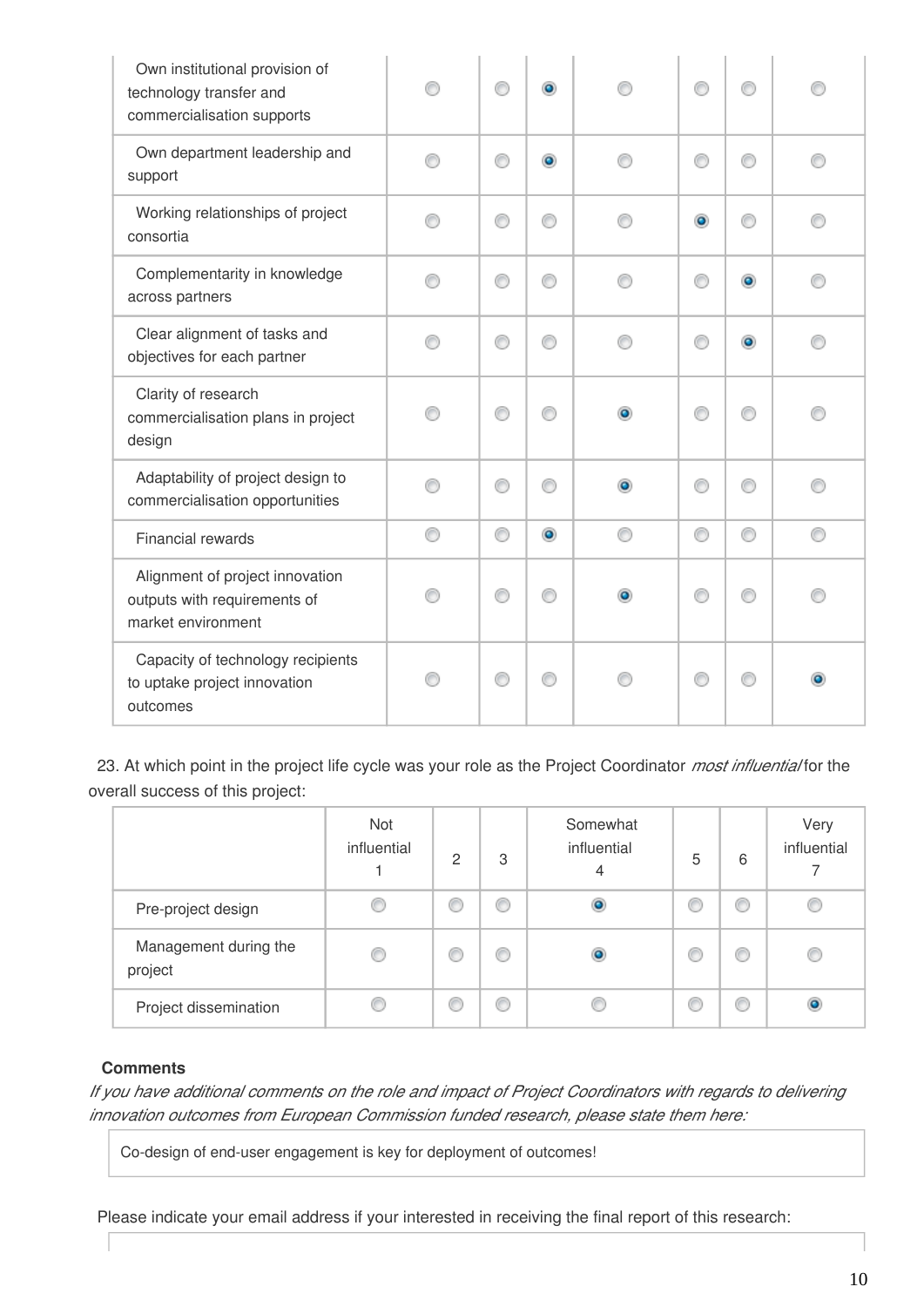| | | | | | | | |
|---|---|---|---|---|---|---|---|
| Own institutional provision of technology transfer and commercialisation supports | ○ | ○ | ● | ○ | ○ | ○ | ○ |
| Own department leadership and support | ○ | ○ | ● | ○ | ○ | ○ | ○ |
| Working relationships of project consortia | ○ | ○ | ○ | ○ | ● | ○ | ○ |
| Complementarity in knowledge across partners | ○ | ○ | ○ | ○ | ○ | ● | ○ |
| Clear alignment of tasks and objectives for each partner | ○ | ○ | ○ | ○ | ○ | ● | ○ |
| Clarity of research commercialisation plans in project design | ○ | ○ | ○ | ● | ○ | ○ | ○ |
| Adaptability of project design to commercialisation opportunities | ○ | ○ | ○ | ● | ○ | ○ | ○ |
| Financial rewards | ○ | ○ | ● | ○ | ○ | ○ | ○ |
| Alignment of project innovation outputs with requirements of market environment | ○ | ○ | ○ | ● | ○ | ○ | ○ |
| Capacity of technology recipients to uptake project innovation outcomes | ○ | ○ | ○ | ○ | ○ | ○ | ● |

23. At which point in the project life cycle was your role as the Project Coordinator *most influential* for the overall success of this project:

| | Not influential 1 | 2 | 3 | Somewhat influential 4 | 5 | 6 | Very influential 7 |
|---|---|---|---|---|---|---|---|
| Pre-project design | ○ | ○ | ○ | ● | ○ | ○ | ○ |
| Management during the project | ○ | ○ | ○ | ● | ○ | ○ | ○ |
| Project dissemination | ○ | ○ | ○ | ○ | ○ | ○ | ● |

**Comments**

*If you have additional comments on the role and impact of Project Coordinators with regards to delivering innovation outcomes from European Commission funded research, please state them here:*

Co-design of end-user engagement is key for deployment of outcomes!

Please indicate your email address if your interested in receiving the final report of this research: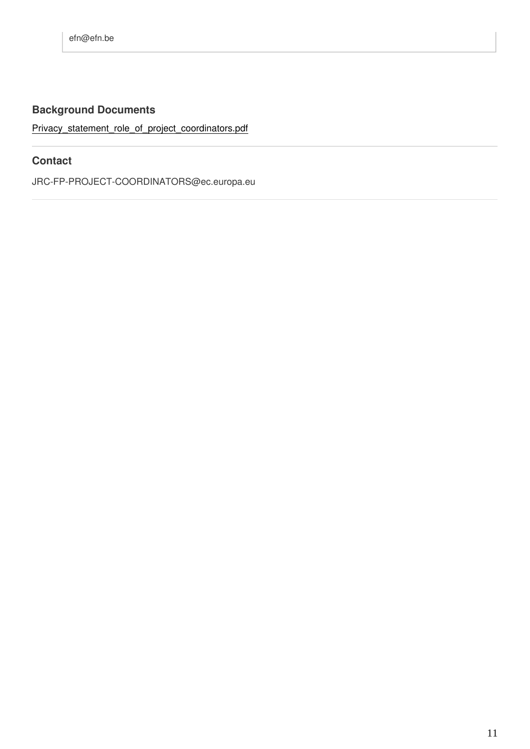efn@efn.be

### Background Documents

Privacy_statement_role_of_project_coordinators.pdf

### Contact

JRC-FP-PROJECT-COORDINATORS@ec.europa.eu